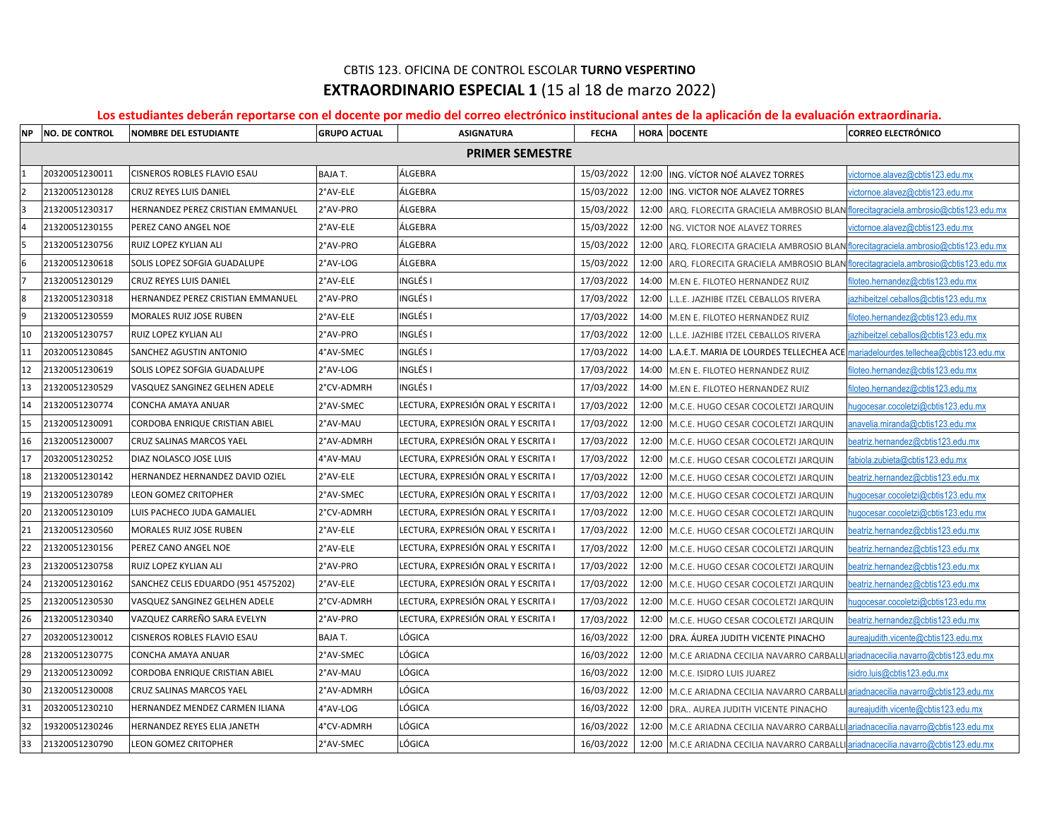CBTIS 123. OFICINA DE CONTROL ESCOLAR **TURNO VESPERTINO**

# **EXTRAORDINARIO ESPECIAL 1** (15 al 18 de marzo 2022)

**Los estudiantes deberán reportarse con el docente por medio del correo electrónico institucional antes de la aplicación de la evaluación extraordinaria.**

| NP | NO. DE CONTROL | NOMBRE DEL ESTUDIANTE | GRUPO ACTUAL | ASIGNATURA | FECHA | HORA | DOCENTE | CORREO ELECTRÓNICO |
|---|---|---|---|---|---|---|---|---|
| | | | | **PRIMER SEMESTRE** | | | | |
| 1 | 20320051230011 | CISNEROS ROBLES FLAVIO ESAU | BAJA T. | ÁLGEBRA | 15/03/2022 | 12:00 | ING. VÍCTOR NOÉ ALAVEZ TORRES | victornoe.alavez@cbtis123.edu.mx |
| 2 | 21320051230128 | CRUZ REYES LUIS DANIEL | 2°AV-ELE | ÁLGEBRA | 15/03/2022 | 12:00 | ING. VICTOR NOE ALAVEZ TORRES | victornoe.alavez@cbtis123.edu.mx |
| 3 | 21320051230317 | HERNANDEZ PEREZ CRISTIAN EMMANUEL | 2°AV-PRO | ÁLGEBRA | 15/03/2022 | 12:00 | ARQ. FLORECITA GRACIELA AMBROSIO BLAN | florecitagraciela.ambrosio@cbtis123.edu.mx |
| 4 | 21320051230155 | PEREZ CANO ANGEL NOE | 2°AV-ELE | ÁLGEBRA | 15/03/2022 | 12:00 | NG. VICTOR NOE ALAVEZ TORRES | victornoe.alavez@cbtis123.edu.mx |
| 5 | 21320051230756 | RUIZ LOPEZ KYLIAN ALI | 2°AV-PRO | ÁLGEBRA | 15/03/2022 | 12:00 | ARQ. FLORECITA GRACIELA AMBROSIO BLAN | florecitagraciela.ambrosio@cbtis123.edu.mx |
| 6 | 21320051230618 | SOLIS LOPEZ SOFGIA GUADALUPE | 2°AV-LOG | ÁLGEBRA | 15/03/2022 | 12:00 | ARQ. FLORECITA GRACIELA AMBROSIO BLAN | florecitagraciela.ambrosio@cbtis123.edu.mx |
| 7 | 21320051230129 | CRUZ REYES LUIS DANIEL | 2°AV-ELE | INGLÉS I | 17/03/2022 | 14:00 | M.EN E. FILOTEO HERNANDEZ RUIZ | filoteo.hernandez@cbtis123.edu.mx |
| 8 | 21320051230318 | HERNANDEZ PEREZ CRISTIAN EMMANUEL | 2°AV-PRO | INGLÉS I | 17/03/2022 | 12:00 | L.L.E. JAZHIBE ITZEL CEBALLOS RIVERA | jazhibeitzel.ceballos@cbtis123.edu.mx |
| 9 | 21320051230559 | MORALES RUIZ JOSE RUBEN | 2°AV-ELE | INGLÉS I | 17/03/2022 | 14:00 | M.EN E. FILOTEO HERNANDEZ RUIZ | filoteo.hernandez@cbtis123.edu.mx |
| 10 | 21320051230757 | RUIZ LOPEZ KYLIAN ALI | 2°AV-PRO | INGLÉS I | 17/03/2022 | 12:00 | L.L.E. JAZHIBE ITZEL CEBALLOS RIVERA | jazhibeitzel.ceballos@cbtis123.edu.mx |
| 11 | 20320051230845 | SANCHEZ AGUSTIN ANTONIO | 4°AV-SMEC | INGLÉS I | 17/03/2022 | 14:00 | L.A.E.T. MARIA DE LOURDES TELLECHEA ACE | mariadelourdes.tellechea@cbtis123.edu.mx |
| 12 | 21320051230619 | SOLIS LOPEZ SOFGIA GUADALUPE | 2°AV-LOG | INGLÉS I | 17/03/2022 | 14:00 | M.EN E. FILOTEO HERNANDEZ RUIZ | filoteo.hernandez@cbtis123.edu.mx |
| 13 | 21320051230529 | VASQUEZ SANGINEZ GELHEN ADELE | 2°CV-ADMRH | INGLÉS I | 17/03/2022 | 14:00 | M.EN E. FILOTEO HERNANDEZ RUIZ | filoteo.hernandez@cbtis123.edu.mx |
| 14 | 21320051230774 | CONCHA AMAYA ANUAR | 2°AV-SMEC | LECTURA, EXPRESIÓN ORAL Y ESCRITA I | 17/03/2022 | 12:00 | M.C.E. HUGO CESAR COCOLETZI JARQUIN | hugocesar.cocoletzi@cbtis123.edu.mx |
| 15 | 21320051230091 | CORDOBA ENRIQUE CRISTIAN ABIEL | 2°AV-MAU | LECTURA, EXPRESIÓN ORAL Y ESCRITA I | 17/03/2022 | 12:00 | M.C.E. HUGO CESAR COCOLETZI JARQUIN | anavelia.miranda@cbtis123.edu.mx |
| 16 | 21320051230007 | CRUZ SALINAS MARCOS YAEL | 2°AV-ADMRH | LECTURA, EXPRESIÓN ORAL Y ESCRITA I | 17/03/2022 | 12:00 | M.C.E. HUGO CESAR COCOLETZI JARQUIN | beatriz.hernandez@cbtis123.edu.mx |
| 17 | 20320051230252 | DIAZ NOLASCO JOSE LUIS | 4°AV-MAU | LECTURA, EXPRESIÓN ORAL Y ESCRITA I | 17/03/2022 | 12:00 | M.C.E. HUGO CESAR COCOLETZI JARQUIN | fabiola.zubieta@cbtis123.edu.mx |
| 18 | 21320051230142 | HERNANDEZ HERNANDEZ DAVID OZIEL | 2°AV-ELE | LECTURA, EXPRESIÓN ORAL Y ESCRITA I | 17/03/2022 | 12:00 | M.C.E. HUGO CESAR COCOLETZI JARQUIN | beatriz.hernandez@cbtis123.edu.mx |
| 19 | 21320051230789 | LEON GOMEZ CRITOPHER | 2°AV-SMEC | LECTURA, EXPRESIÓN ORAL Y ESCRITA I | 17/03/2022 | 12:00 | M.C.E. HUGO CESAR COCOLETZI JARQUIN | hugocesar.cocoletzi@cbtis123.edu.mx |
| 20 | 21320051230109 | LUIS PACHECO JUDA GAMALIEL | 2°CV-ADMRH | LECTURA, EXPRESIÓN ORAL Y ESCRITA I | 17/03/2022 | 12:00 | M.C.E. HUGO CESAR COCOLETZI JARQUIN | hugocesar.cocoletzi@cbtis123.edu.mx |
| 21 | 21320051230560 | MORALES RUIZ JOSE RUBEN | 2°AV-ELE | LECTURA, EXPRESIÓN ORAL Y ESCRITA I | 17/03/2022 | 12:00 | M.C.E. HUGO CESAR COCOLETZI JARQUIN | beatriz.hernandez@cbtis123.edu.mx |
| 22 | 21320051230156 | PEREZ CANO ANGEL NOE | 2°AV-ELE | LECTURA, EXPRESIÓN ORAL Y ESCRITA I | 17/03/2022 | 12:00 | M.C.E. HUGO CESAR COCOLETZI JARQUIN | beatriz.hernandez@cbtis123.edu.mx |
| 23 | 21320051230758 | RUIZ LOPEZ KYLIAN ALI | 2°AV-PRO | LECTURA, EXPRESIÓN ORAL Y ESCRITA I | 17/03/2022 | 12:00 | M.C.E. HUGO CESAR COCOLETZI JARQUIN | beatriz.hernandez@cbtis123.edu.mx |
| 24 | 21320051230162 | SANCHEZ CELIS EDUARDO (951 4575202) | 2°AV-ELE | LECTURA, EXPRESIÓN ORAL Y ESCRITA I | 17/03/2022 | 12:00 | M.C.E. HUGO CESAR COCOLETZI JARQUIN | beatriz.hernandez@cbtis123.edu.mx |
| 25 | 21320051230530 | VASQUEZ SANGINEZ GELHEN ADELE | 2°CV-ADMRH | LECTURA, EXPRESIÓN ORAL Y ESCRITA I | 17/03/2022 | 12:00 | M.C.E. HUGO CESAR COCOLETZI JARQUIN | hugocesar.cocoletzi@cbtis123.edu.mx |
| 26 | 21320051230340 | VAZQUEZ CARREÑO SARA EVELYN | 2°AV-PRO | LECTURA, EXPRESIÓN ORAL Y ESCRITA I | 17/03/2022 | 12:00 | M.C.E. HUGO CESAR COCOLETZI JARQUIN | beatriz.hernandez@cbtis123.edu.mx |
| 27 | 20320051230012 | CISNEROS ROBLES FLAVIO ESAU | BAJA T. | LÓGICA | 16/03/2022 | 12:00 | DRA. ÁUREA JUDITH VICENTE PINACHO | aureajudith.vicente@cbtis123.edu.mx |
| 28 | 21320051230775 | CONCHA AMAYA ANUAR | 2°AV-SMEC | LÓGICA | 16/03/2022 | 12:00 | M.C.E ARIADNA CECILIA NAVARRO CARBALLI | ariadnacecilia.navarro@cbtis123.edu.mx |
| 29 | 21320051230092 | CORDOBA ENRIQUE CRISTIAN ABIEL | 2°AV-MAU | LÓGICA | 16/03/2022 | 12:00 | M.C.E. ISIDRO LUIS JUAREZ | isidro.luis@cbtis123.edu.mx |
| 30 | 21320051230008 | CRUZ SALINAS MARCOS YAEL | 2°AV-ADMRH | LÓGICA | 16/03/2022 | 12:00 | M.C.E ARIADNA CECILIA NAVARRO CARBALLI | ariadnacecilia.navarro@cbtis123.edu.mx |
| 31 | 20320051230210 | HERNANDEZ MENDEZ CARMEN ILIANA | 4°AV-LOG | LÓGICA | 16/03/2022 | 12:00 | DRA.. AUREA JUDITH VICENTE PINACHO | aureajudith.vicente@cbtis123.edu.mx |
| 32 | 19320051230246 | HERNANDEZ REYES ELIA JANETH | 4°CV-ADMRH | LÓGICA | 16/03/2022 | 12:00 | M.C.E ARIADNA CECILIA NAVARRO CARBALLI | ariadnacecilia.navarro@cbtis123.edu.mx |
| 33 | 21320051230790 | LEON GOMEZ CRITOPHER | 2°AV-SMEC | LÓGICA | 16/03/2022 | 12:00 | M.C.E ARIADNA CECILIA NAVARRO CARBALLI | ariadnacecilia.navarro@cbtis123.edu.mx |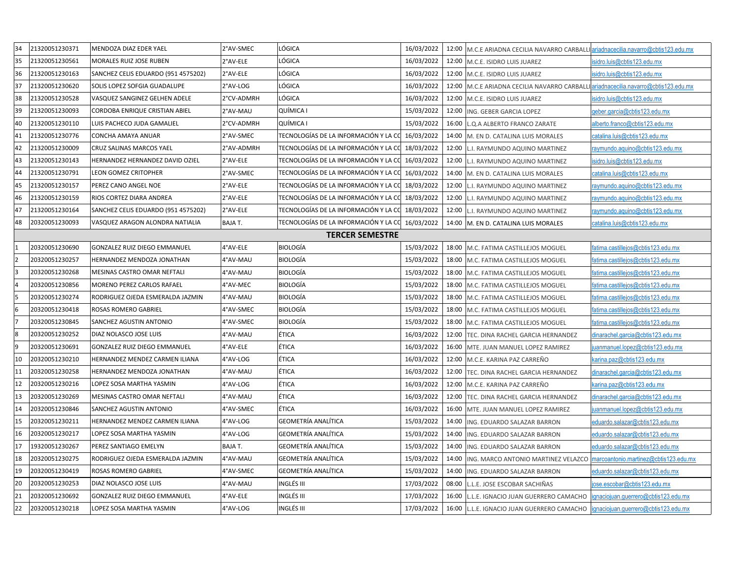| 34 | 21320051230371 | MENDOZA DIAZ EDER YAEL | 2°AV-SMEC | LÓGICA | 16/03/2022 | 12:00 | M.C.E ARIADNA CECILIA NAVARRO CARBALLI | ariadnacecilia.navarro@cbtis123.edu.mx |
|---|---|---|---|---|---|---|---|---|
| 35 | 21320051230561 | MORALES RUIZ JOSE RUBEN | 2°AV-ELE | LÓGICA | 16/03/2022 | 12:00 | M.C.E. ISIDRO LUIS JUAREZ | isidro.luis@cbtis123.edu.mx |
| 36 | 21320051230163 | SANCHEZ CELIS EDUARDO (951 4575202) | 2°AV-ELE | LÓGICA | 16/03/2022 | 12:00 | M.C.E. ISIDRO LUIS JUAREZ | isidro.luis@cbtis123.edu.mx |
| 37 | 21320051230620 | SOLIS LOPEZ SOFGIA GUADALUPE | 2°AV-LOG | LÓGICA | 16/03/2022 | 12:00 | M.C.E ARIADNA CECILIA NAVARRO CARBALLI | ariadnacecilia.navarro@cbtis123.edu.mx |
| 38 | 21320051230528 | VASQUEZ SANGINEZ GELHEN ADELE | 2°CV-ADMRH | LÓGICA | 16/03/2022 | 12:00 | M.C.E. ISIDRO LUIS JUAREZ | isidro.luis@cbtis123.edu.mx |
| 39 | 21320051230093 | CORDOBA ENRIQUE CRISTIAN ABIEL | 2°AV-MAU | QUÍMICA I | 15/03/2022 | 12:00 | ING. GEBER GARCIA LOPEZ | geber.garcia@cbtis123.edu.mx |
| 40 | 21320051230110 | LUIS PACHECO JUDA GAMALIEL | 2°CV-ADMRH | QUÍMICA I | 15/03/2022 | 16:00 | L.Q.A ALBERTO FRANCO ZARATE | alberto.franco@cbtis123.edu.mx |
| 41 | 21320051230776 | CONCHA AMAYA ANUAR | 2°AV-SMEC | TECNOLOGÍAS DE LA INFORMACIÓN Y LA CO | 16/03/2022 | 14:00 | M. EN D. CATALINA LUIS MORALES | catalina.luis@cbtis123.edu.mx |
| 42 | 21320051230009 | CRUZ SALINAS MARCOS YAEL | 2°AV-ADMRH | TECNOLOGÍAS DE LA INFORMACIÓN Y LA CO | 18/03/2022 | 12:00 | L.I. RAYMUNDO AQUINO MARTINEZ | raymundo.aquino@cbtis123.edu.mx |
| 43 | 21320051230143 | HERNANDEZ HERNANDEZ DAVID OZIEL | 2°AV-ELE | TECNOLOGÍAS DE LA INFORMACIÓN Y LA CO | 16/03/2022 | 12:00 | L.I. RAYMUNDO AQUINO MARTINEZ | isidro.luis@cbtis123.edu.mx |
| 44 | 21320051230791 | LEON GOMEZ CRITOPHER | 2°AV-SMEC | TECNOLOGÍAS DE LA INFORMACIÓN Y LA CO | 16/03/2022 | 14:00 | M. EN D. CATALINA LUIS MORALES | catalina.luis@cbtis123.edu.mx |
| 45 | 21320051230157 | PEREZ CANO ANGEL NOE | 2°AV-ELE | TECNOLOGÍAS DE LA INFORMACIÓN Y LA CO | 18/03/2022 | 12:00 | L.I. RAYMUNDO AQUINO MARTINEZ | raymundo.aquino@cbtis123.edu.mx |
| 46 | 21320051230159 | RIOS CORTEZ DIARA ANDREA | 2°AV-ELE | TECNOLOGÍAS DE LA INFORMACIÓN Y LA CO | 18/03/2022 | 12:00 | L.I. RAYMUNDO AQUINO MARTINEZ | raymundo.aquino@cbtis123.edu.mx |
| 47 | 21320051230164 | SANCHEZ CELIS EDUARDO (951 4575202) | 2°AV-ELE | TECNOLOGÍAS DE LA INFORMACIÓN Y LA CO | 18/03/2022 | 12:00 | L.I. RAYMUNDO AQUINO MARTINEZ | raymundo.aquino@cbtis123.edu.mx |
| 48 | 20320051230093 | VASQUEZ ARAGON ALONDRA NATIALIA | BAJA T. | TECNOLOGÍAS DE LA INFORMACIÓN Y LA CO | 16/03/2022 | 14:00 | M. EN D. CATALINA LUIS MORALES | catalina.luis@cbtis123.edu.mx |
| | | | | **TERCER SEMESTRE** | | | | |
| 1 | 20320051230690 | GONZALEZ RUIZ DIEGO EMMANUEL | 4°AV-ELE | BIOLOGÍA | 15/03/2022 | 18:00 | M.C. FATIMA CASTILLEJOS MOGUEL | fatima.castillejos@cbtis123.edu.mx |
| 2 | 20320051230257 | HERNANDEZ MENDOZA JONATHAN | 4°AV-MAU | BIOLOGÍA | 15/03/2022 | 18:00 | M.C. FATIMA CASTILLEJOS MOGUEL | fatima.castillejos@cbtis123.edu.mx |
| 3 | 20320051230268 | MESINAS CASTRO OMAR NEFTALI | 4°AV-MAU | BIOLOGÍA | 15/03/2022 | 18:00 | M.C. FATIMA CASTILLEJOS MOGUEL | fatima.castillejos@cbtis123.edu.mx |
| 4 | 20320051230856 | MORENO PEREZ CARLOS RAFAEL | 4°AV-MEC | BIOLOGÍA | 15/03/2022 | 18:00 | M.C. FATIMA CASTILLEJOS MOGUEL | fatima.castillejos@cbtis123.edu.mx |
| 5 | 20320051230274 | RODRIGUEZ OJEDA ESMERALDA JAZMIN | 4°AV-MAU | BIOLOGÍA | 15/03/2022 | 18:00 | M.C. FATIMA CASTILLEJOS MOGUEL | fatima.castillejos@cbtis123.edu.mx |
| 6 | 20320051230418 | ROSAS ROMERO GABRIEL | 4°AV-SMEC | BIOLOGÍA | 15/03/2022 | 18:00 | M.C. FATIMA CASTILLEJOS MOGUEL | fatima.castillejos@cbtis123.edu.mx |
| 7 | 20320051230845 | SANCHEZ AGUSTIN ANTONIO | 4°AV-SMEC | BIOLOGÍA | 15/03/2022 | 18:00 | M.C. FATIMA CASTILLEJOS MOGUEL | fatima.castillejos@cbtis123.edu.mx |
| 8 | 20320051230252 | DIAZ NOLASCO JOSE LUIS | 4°AV-MAU | ÉTICA | 16/03/2022 | 12:00 | TEC. DINA RACHEL GARCIA HERNANDEZ | dinarachel.garcia@cbtis123.edu.mx |
| 9 | 20320051230691 | GONZALEZ RUIZ DIEGO EMMANUEL | 4°AV-ELE | ÉTICA | 16/03/2022 | 16:00 | MTE. JUAN MANUEL LOPEZ RAMIREZ | juanmanuel.lopez@cbtis123.edu.mx |
| 10 | 20320051230210 | HERNANDEZ MENDEZ CARMEN ILIANA | 4°AV-LOG | ÉTICA | 16/03/2022 | 12:00 | M.C.E. KARINA PAZ CARREÑO | karina.paz@cbtis123.edu.mx |
| 11 | 20320051230258 | HERNANDEZ MENDOZA JONATHAN | 4°AV-MAU | ÉTICA | 16/03/2022 | 12:00 | TEC. DINA RACHEL GARCIA HERNANDEZ | dinarachel.garcia@cbtis123.edu.mx |
| 12 | 20320051230216 | LOPEZ SOSA MARTHA YASMIN | 4°AV-LOG | ÉTICA | 16/03/2022 | 12:00 | M.C.E. KARINA PAZ CARREÑO | karina.paz@cbtis123.edu.mx |
| 13 | 20320051230269 | MESINAS CASTRO OMAR NEFTALI | 4°AV-MAU | ÉTICA | 16/03/2022 | 12:00 | TEC. DINA RACHEL GARCIA HERNANDEZ | dinarachel.garcia@cbtis123.edu.mx |
| 14 | 20320051230846 | SANCHEZ AGUSTIN ANTONIO | 4°AV-SMEC | ÉTICA | 16/03/2022 | 16:00 | MTE. JUAN MANUEL LOPEZ RAMIREZ | juanmanuel.lopez@cbtis123.edu.mx |
| 15 | 20320051230211 | HERNANDEZ MENDEZ CARMEN ILIANA | 4°AV-LOG | GEOMETRÍA ANALÍTICA | 15/03/2022 | 14:00 | ING. EDUARDO SALAZAR BARRON | eduardo.salazar@cbtis123.edu.mx |
| 16 | 20320051230217 | LOPEZ SOSA MARTHA YASMIN | 4°AV-LOG | GEOMETRÍA ANALÍTICA | 15/03/2022 | 14:00 | ING. EDUARDO SALAZAR BARRON | eduardo.salazar@cbtis123.edu.mx |
| 17 | 19320051230267 | PEREZ SANTIAGO EMELYN | BAJA T. | GEOMETRÍA ANALÍTICA | 15/03/2022 | 14:00 | ING. EDUARDO SALAZAR BARRON | eduardo.salazar@cbtis123.edu.mx |
| 18 | 20320051230275 | RODRIGUEZ OJEDA ESMERALDA JAZMIN | 4°AV-MAU | GEOMETRÍA ANALÍTICA | 15/03/2022 | 14:00 | ING. MARCO ANTONIO MARTINEZ VELAZCO | marcoantonio.martinez@cbtis123.edu.mx |
| 19 | 20320051230419 | ROSAS ROMERO GABRIEL | 4°AV-SMEC | GEOMETRÍA ANALÍTICA | 15/03/2022 | 14:00 | ING. EDUARDO SALAZAR BARRON | eduardo.salazar@cbtis123.edu.mx |
| 20 | 20320051230253 | DIAZ NOLASCO JOSE LUIS | 4°AV-MAU | INGLÉS III | 17/03/2022 | 08:00 | L.L.E. JOSE ESCOBAR SACHIÑAS | jose.escobar@cbtis123.edu.mx |
| 21 | 20320051230692 | GONZALEZ RUIZ DIEGO EMMANUEL | 4°AV-ELE | INGLÉS III | 17/03/2022 | 16:00 | L.L.E. IGNACIO JUAN GUERRERO CAMACHO | ignaciojuan.guerrero@cbtis123.edu.mx |
| 22 | 20320051230218 | LOPEZ SOSA MARTHA YASMIN | 4°AV-LOG | INGLÉS III | 17/03/2022 | 16:00 | L.L.E. IGNACIO JUAN GUERRERO CAMACHO | ignaciojuan.guerrero@cbtis123.edu.mx |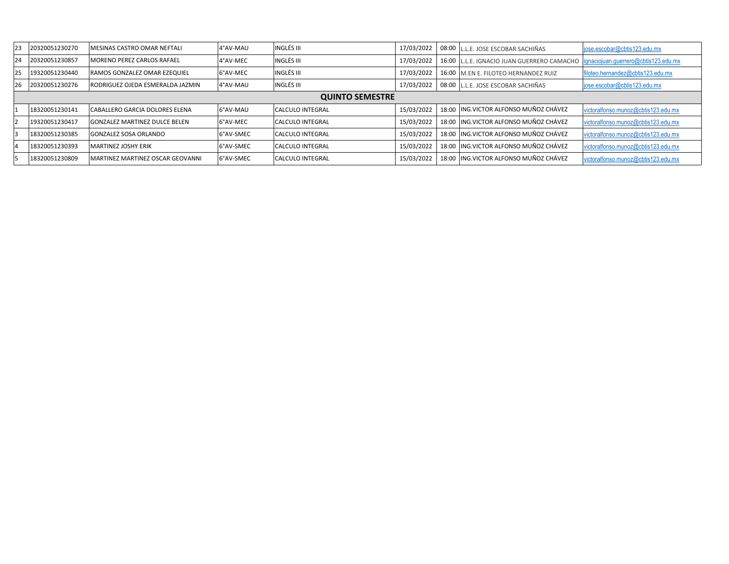| | | | | | | | | |
|---|---|---|---|---|---|---|---|---|
| 23 | 20320051230270 | MESINAS CASTRO OMAR NEFTALI | 4°AV-MAU | INGLÉS III | 17/03/2022 | 08:00 | L.L.E. JOSE ESCOBAR SACHIÑAS | jose.escobar@cbtis123.edu.mx |
| 24 | 20320051230857 | MORENO PEREZ CARLOS RAFAEL | 4°AV-MEC | INGLÉS III | 17/03/2022 | 16:00 | L.L.E. IGNACIO JUAN GUERRERO CAMACHO | ignaciojuan.guerrero@cbtis123.edu.mx |
| 25 | 19320051230440 | RAMOS GONZALEZ OMAR EZEQUIEL | 6°AV-MEC | INGLÉS III | 17/03/2022 | 16:00 | M.EN E. FILOTEO HERNANDEZ RUIZ | filoteo.hernandez@cbtis123.edu.mx |
| 26 | 20320051230276 | RODRIGUEZ OJEDA ESMERALDA JAZMIN | 4°AV-MAU | INGLÉS III | 17/03/2022 | 08:00 | L.L.E. JOSE ESCOBAR SACHIÑAS | jose.escobar@cbtis123.edu.mx |
| **QUINTO SEMESTRE** | | | | | | | | |
| 1 | 18320051230141 | CABALLERO GARCIA DOLORES ELENA | 6°AV-MAU | CALCULO INTEGRAL | 15/03/2022 | 18:00 | ING.VICTOR ALFONSO MUÑOZ CHÁVEZ | victoralfonso.munoz@cbtis123.edu.mx |
| 2 | 19320051230417 | GONZALEZ MARTINEZ DULCE BELEN | 6°AV-MEC | CALCULO INTEGRAL | 15/03/2022 | 18:00 | ING.VICTOR ALFONSO MUÑOZ CHÁVEZ | victoralfonso.munoz@cbtis123.edu.mx |
| 3 | 18320051230385 | GONZALEZ SOSA ORLANDO | 6°AV-SMEC | CALCULO INTEGRAL | 15/03/2022 | 18:00 | ING.VICTOR ALFONSO MUÑOZ CHÁVEZ | victoralfonso.munoz@cbtis123.edu.mx |
| 4 | 18320051230393 | MARTINEZ JOSHY ERIK | 6°AV-SMEC | CALCULO INTEGRAL | 15/03/2022 | 18:00 | ING.VICTOR ALFONSO MUÑOZ CHÁVEZ | victoralfonso.munoz@cbtis123.edu.mx |
| 5 | 18320051230809 | MARTINEZ MARTINEZ OSCAR GEOVANNI | 6°AV-SMEC | CALCULO INTEGRAL | 15/03/2022 | 18:00 | ING.VICTOR ALFONSO MUÑOZ CHÁVEZ | victoralfonso.munoz@cbtis123.edu.mx |